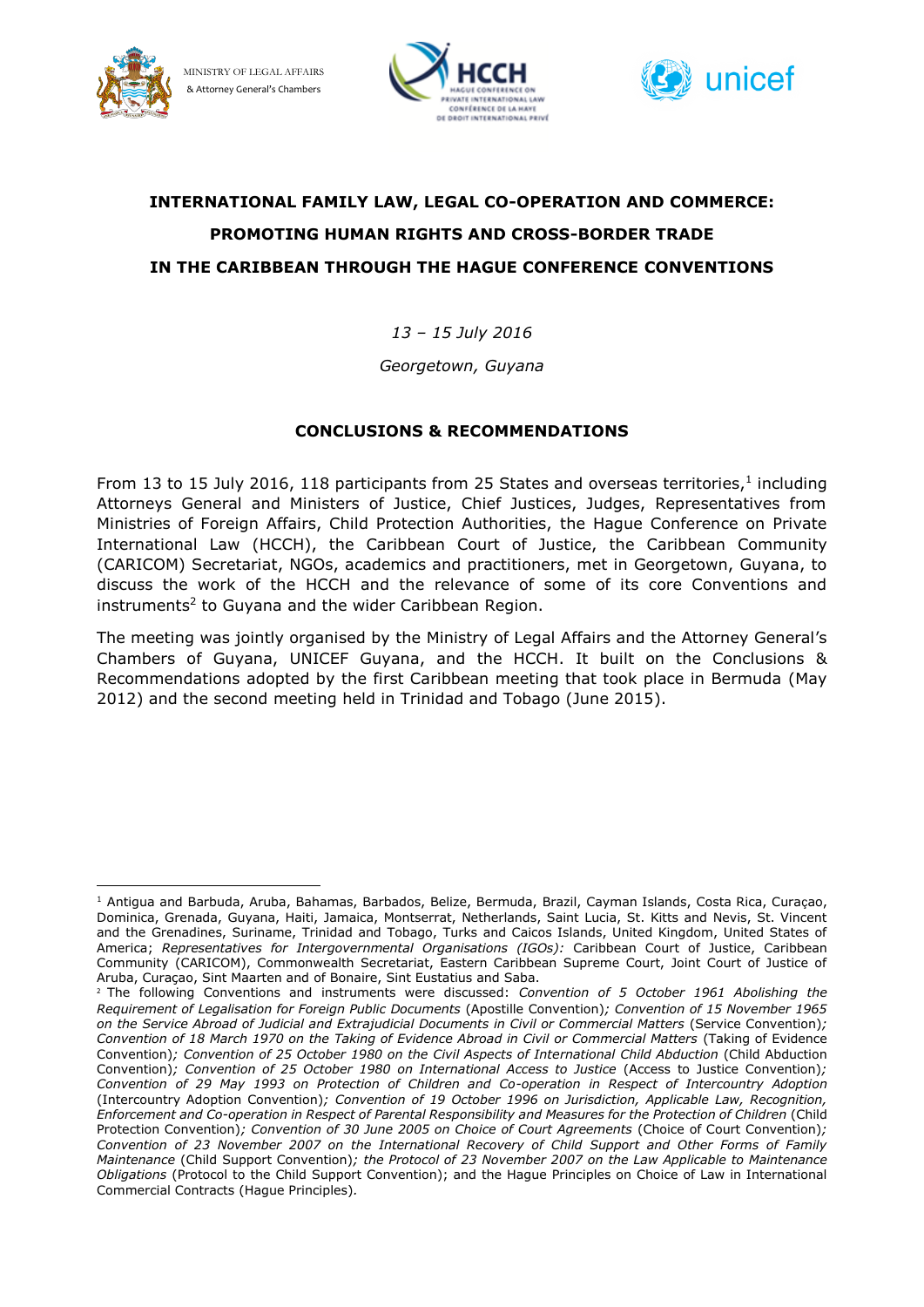MINISTRY OF LEGAL AFFAIRS
& Attorney General's Chambers

**INTERNATIONAL FAMILY LAW, LEGAL CO-OPERATION AND COMMERCE:**
**PROMOTING HUMAN RIGHTS AND CROSS-BORDER TRADE**
**IN THE CARIBBEAN THROUGH THE HAGUE CONFERENCE CONVENTIONS**

*13 – 15 July 2016*

*Georgetown, Guyana*

**CONCLUSIONS & RECOMMENDATIONS**

From 13 to 15 July 2016, 118 participants from 25 States and overseas territories,[1] including Attorneys General and Ministers of Justice, Chief Justices, Judges, Representatives from Ministries of Foreign Affairs, Child Protection Authorities, the Hague Conference on Private International Law (HCCH), the Caribbean Court of Justice, the Caribbean Community (CARICOM) Secretariat, NGOs, academics and practitioners, met in Georgetown, Guyana, to discuss the work of the HCCH and the relevance of some of its core Conventions and instruments[2] to Guyana and the wider Caribbean Region.

The meeting was jointly organised by the Ministry of Legal Affairs and the Attorney General's Chambers of Guyana, UNICEF Guyana, and the HCCH. It built on the Conclusions & Recommendations adopted by the first Caribbean meeting that took place in Bermuda (May 2012) and the second meeting held in Trinidad and Tobago (June 2015).

---

[1] Antigua and Barbuda, Aruba, Bahamas, Barbados, Belize, Bermuda, Brazil, Cayman Islands, Costa Rica, Curaçao, Dominica, Grenada, Guyana, Haiti, Jamaica, Montserrat, Netherlands, Saint Lucia, St. Kitts and Nevis, St. Vincent and the Grenadines, Suriname, Trinidad and Tobago, Turks and Caicos Islands, United Kingdom, United States of America; *Representatives for Intergovernmental Organisations (IGOs):* Caribbean Court of Justice, Caribbean Community (CARICOM), Commonwealth Secretariat, Eastern Caribbean Supreme Court, Joint Court of Justice of Aruba, Curaçao, Sint Maarten and of Bonaire, Sint Eustatius and Saba.

[2] The following Conventions and instruments were discussed: *Convention of 5 October 1961 Abolishing the Requirement of Legalisation for Foreign Public Documents* (Apostille Convention)*; Convention of 15 November 1965 on the Service Abroad of Judicial and Extrajudicial Documents in Civil or Commercial Matters* (Service Convention)*; Convention of 18 March 1970 on the Taking of Evidence Abroad in Civil or Commercial Matters* (Taking of Evidence Convention)*; Convention of 25 October 1980 on the Civil Aspects of International Child Abduction* (Child Abduction Convention)*; Convention of 25 October 1980 on International Access to Justice* (Access to Justice Convention)*; Convention of 29 May 1993 on Protection of Children and Co-operation in Respect of Intercountry Adoption* (Intercountry Adoption Convention)*; Convention of 19 October 1996 on Jurisdiction, Applicable Law, Recognition, Enforcement and Co-operation in Respect of Parental Responsibility and Measures for the Protection of Children* (Child Protection Convention)*; Convention of 30 June 2005 on Choice of Court Agreements* (Choice of Court Convention)*; Convention of 23 November 2007 on the International Recovery of Child Support and Other Forms of Family Maintenance* (Child Support Convention)*; the Protocol of 23 November 2007 on the Law Applicable to Maintenance Obligations* (Protocol to the Child Support Convention); and the Hague Principles on Choice of Law in International Commercial Contracts (Hague Principles).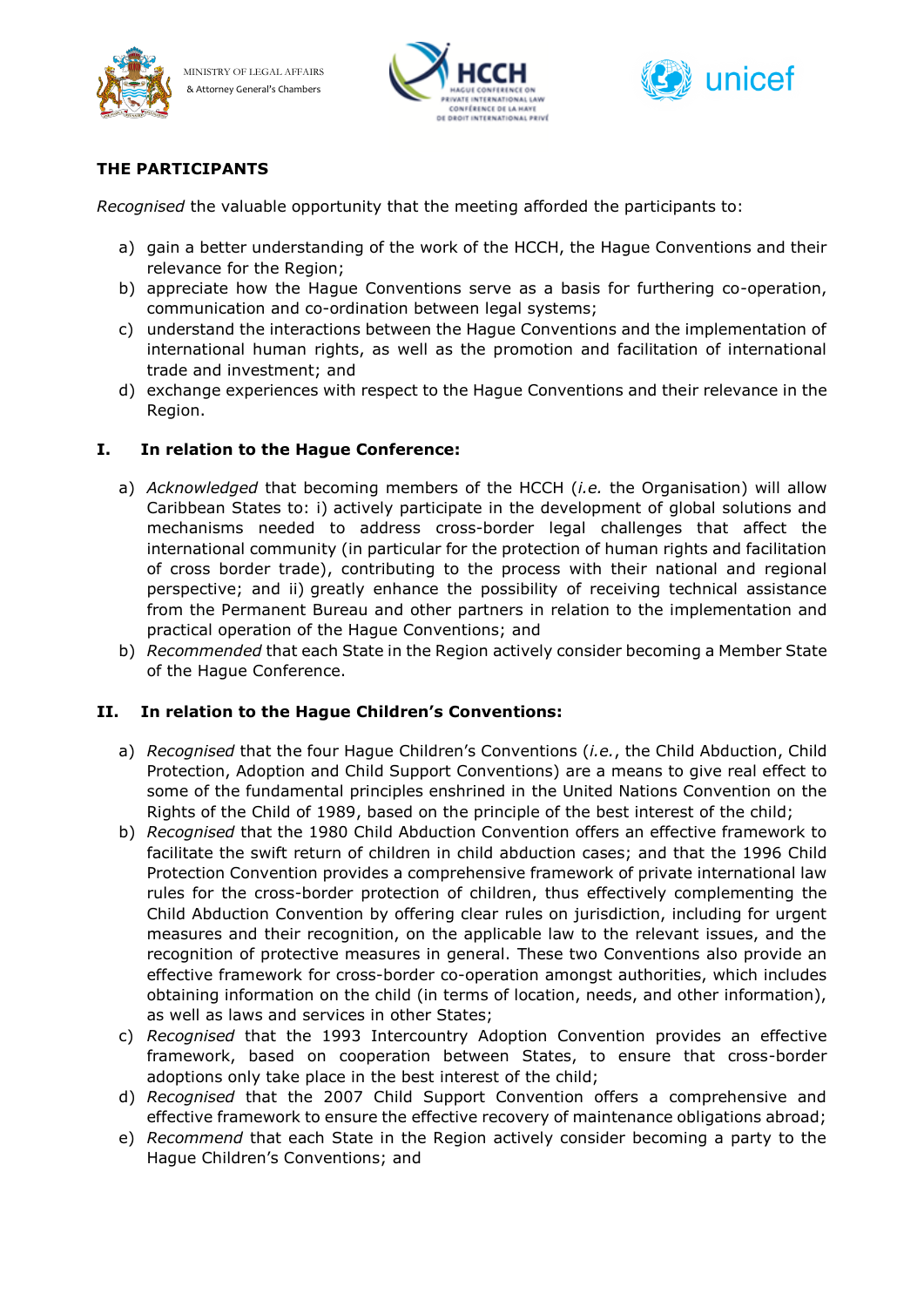## THE PARTICIPANTS

*Recognised* the valuable opportunity that the meeting afforded the participants to:

a) gain a better understanding of the work of the HCCH, the Hague Conventions and their relevance for the Region;
b) appreciate how the Hague Conventions serve as a basis for furthering co-operation, communication and co-ordination between legal systems;
c) understand the interactions between the Hague Conventions and the implementation of international human rights, as well as the promotion and facilitation of international trade and investment; and
d) exchange experiences with respect to the Hague Conventions and their relevance in the Region.

### I. In relation to the Hague Conference:

a) *Acknowledged* that becoming members of the HCCH (*i.e.* the Organisation) will allow Caribbean States to: i) actively participate in the development of global solutions and mechanisms needed to address cross-border legal challenges that affect the international community (in particular for the protection of human rights and facilitation of cross border trade), contributing to the process with their national and regional perspective; and ii) greatly enhance the possibility of receiving technical assistance from the Permanent Bureau and other partners in relation to the implementation and practical operation of the Hague Conventions; and
b) *Recommended* that each State in the Region actively consider becoming a Member State of the Hague Conference.

### II. In relation to the Hague Children's Conventions:

a) *Recognised* that the four Hague Children's Conventions (*i.e.*, the Child Abduction, Child Protection, Adoption and Child Support Conventions) are a means to give real effect to some of the fundamental principles enshrined in the United Nations Convention on the Rights of the Child of 1989, based on the principle of the best interest of the child;
b) *Recognised* that the 1980 Child Abduction Convention offers an effective framework to facilitate the swift return of children in child abduction cases; and that the 1996 Child Protection Convention provides a comprehensive framework of private international law rules for the cross-border protection of children, thus effectively complementing the Child Abduction Convention by offering clear rules on jurisdiction, including for urgent measures and their recognition, on the applicable law to the relevant issues, and the recognition of protective measures in general. These two Conventions also provide an effective framework for cross-border co-operation amongst authorities, which includes obtaining information on the child (in terms of location, needs, and other information), as well as laws and services in other States;
c) *Recognised* that the 1993 Intercountry Adoption Convention provides an effective framework, based on cooperation between States, to ensure that cross-border adoptions only take place in the best interest of the child;
d) *Recognised* that the 2007 Child Support Convention offers a comprehensive and effective framework to ensure the effective recovery of maintenance obligations abroad;
e) *Recommend* that each State in the Region actively consider becoming a party to the Hague Children's Conventions; and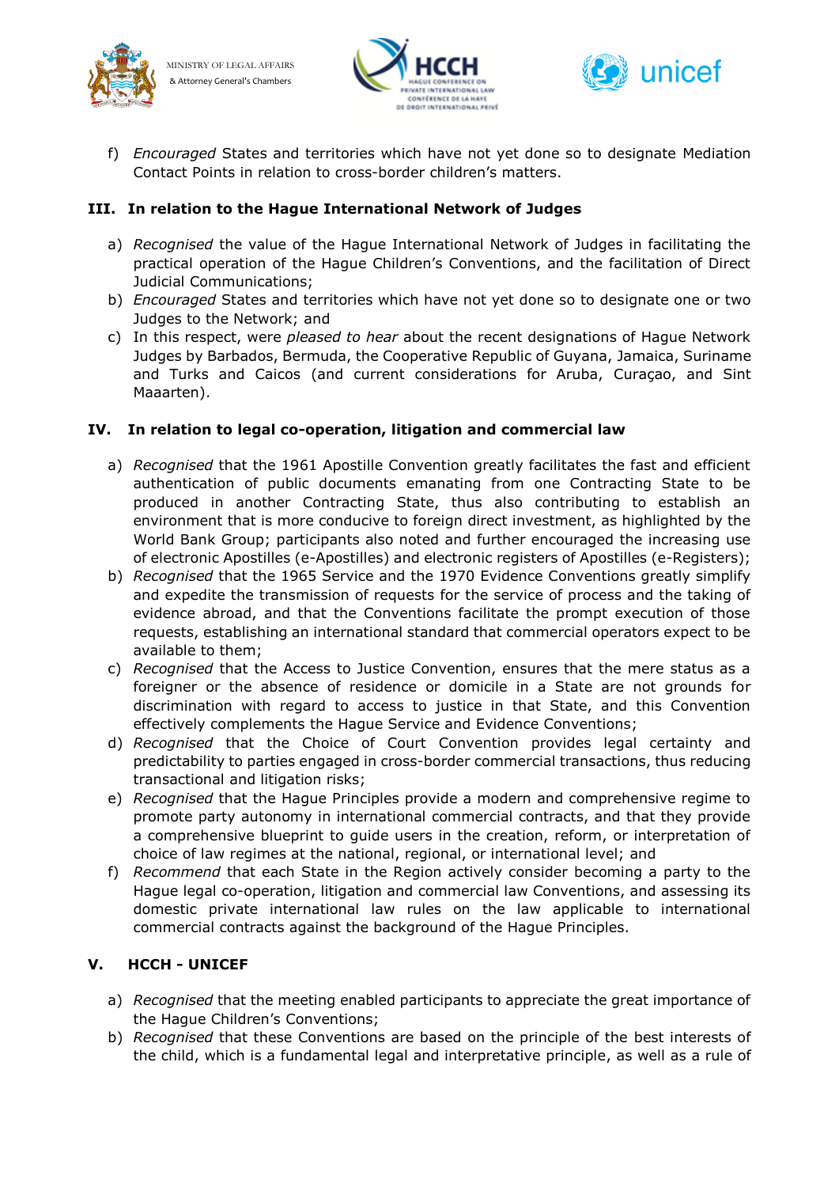f) *Encouraged* States and territories which have not yet done so to designate Mediation Contact Points in relation to cross-border children's matters.

## III. In relation to the Hague International Network of Judges

a) *Recognised* the value of the Hague International Network of Judges in facilitating the practical operation of the Hague Children's Conventions, and the facilitation of Direct Judicial Communications;
b) *Encouraged* States and territories which have not yet done so to designate one or two Judges to the Network; and
c) In this respect, were *pleased to hear* about the recent designations of Hague Network Judges by Barbados, Bermuda, the Cooperative Republic of Guyana, Jamaica, Suriname and Turks and Caicos (and current considerations for Aruba, Curaçao, and Sint Maaarten).

## IV. In relation to legal co-operation, litigation and commercial law

a) *Recognised* that the 1961 Apostille Convention greatly facilitates the fast and efficient authentication of public documents emanating from one Contracting State to be produced in another Contracting State, thus also contributing to establish an environment that is more conducive to foreign direct investment, as highlighted by the World Bank Group; participants also noted and further encouraged the increasing use of electronic Apostilles (e-Apostilles) and electronic registers of Apostilles (e-Registers);
b) *Recognised* that the 1965 Service and the 1970 Evidence Conventions greatly simplify and expedite the transmission of requests for the service of process and the taking of evidence abroad, and that the Conventions facilitate the prompt execution of those requests, establishing an international standard that commercial operators expect to be available to them;
c) *Recognised* that the Access to Justice Convention, ensures that the mere status as a foreigner or the absence of residence or domicile in a State are not grounds for discrimination with regard to access to justice in that State, and this Convention effectively complements the Hague Service and Evidence Conventions;
d) *Recognised* that the Choice of Court Convention provides legal certainty and predictability to parties engaged in cross-border commercial transactions, thus reducing transactional and litigation risks;
e) *Recognised* that the Hague Principles provide a modern and comprehensive regime to promote party autonomy in international commercial contracts, and that they provide a comprehensive blueprint to guide users in the creation, reform, or interpretation of choice of law regimes at the national, regional, or international level; and
f) *Recommend* that each State in the Region actively consider becoming a party to the Hague legal co-operation, litigation and commercial law Conventions, and assessing its domestic private international law rules on the law applicable to international commercial contracts against the background of the Hague Principles.

## V. HCCH - UNICEF

a) *Recognised* that the meeting enabled participants to appreciate the great importance of the Hague Children's Conventions;
b) *Recognised* that these Conventions are based on the principle of the best interests of the child, which is a fundamental legal and interpretative principle, as well as a rule of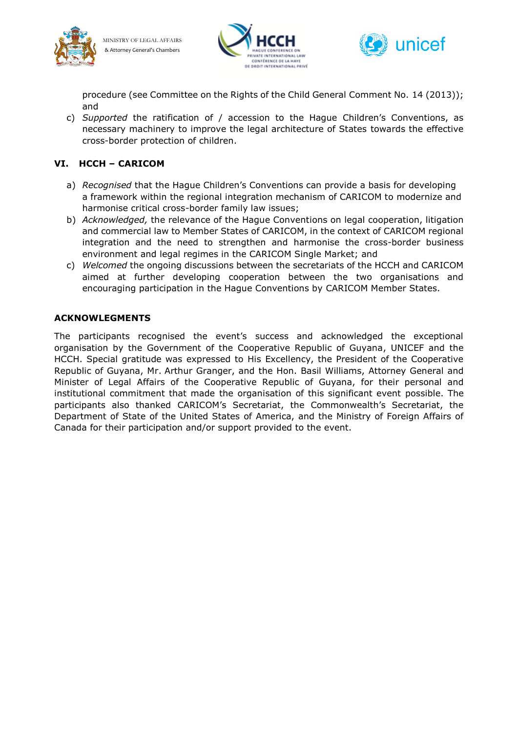procedure (see Committee on the Rights of the Child General Comment No. 14 (2013)); and

c) *Supported* the ratification of / accession to the Hague Children's Conventions, as necessary machinery to improve the legal architecture of States towards the effective cross-border protection of children.

## VI. HCCH – CARICOM

a) *Recognised* that the Hague Children's Conventions can provide a basis for developing a framework within the regional integration mechanism of CARICOM to modernize and harmonise critical cross-border family law issues;

b) *Acknowledged,* the relevance of the Hague Conventions on legal cooperation, litigation and commercial law to Member States of CARICOM, in the context of CARICOM regional integration and the need to strengthen and harmonise the cross-border business environment and legal regimes in the CARICOM Single Market; and

c) *Welcomed* the ongoing discussions between the secretariats of the HCCH and CARICOM aimed at further developing cooperation between the two organisations and encouraging participation in the Hague Conventions by CARICOM Member States.

## ACKNOWLEGMENTS

The participants recognised the event's success and acknowledged the exceptional organisation by the Government of the Cooperative Republic of Guyana, UNICEF and the HCCH. Special gratitude was expressed to His Excellency, the President of the Cooperative Republic of Guyana, Mr. Arthur Granger, and the Hon. Basil Williams, Attorney General and Minister of Legal Affairs of the Cooperative Republic of Guyana, for their personal and institutional commitment that made the organisation of this significant event possible. The participants also thanked CARICOM's Secretariat, the Commonwealth's Secretariat, the Department of State of the United States of America, and the Ministry of Foreign Affairs of Canada for their participation and/or support provided to the event.